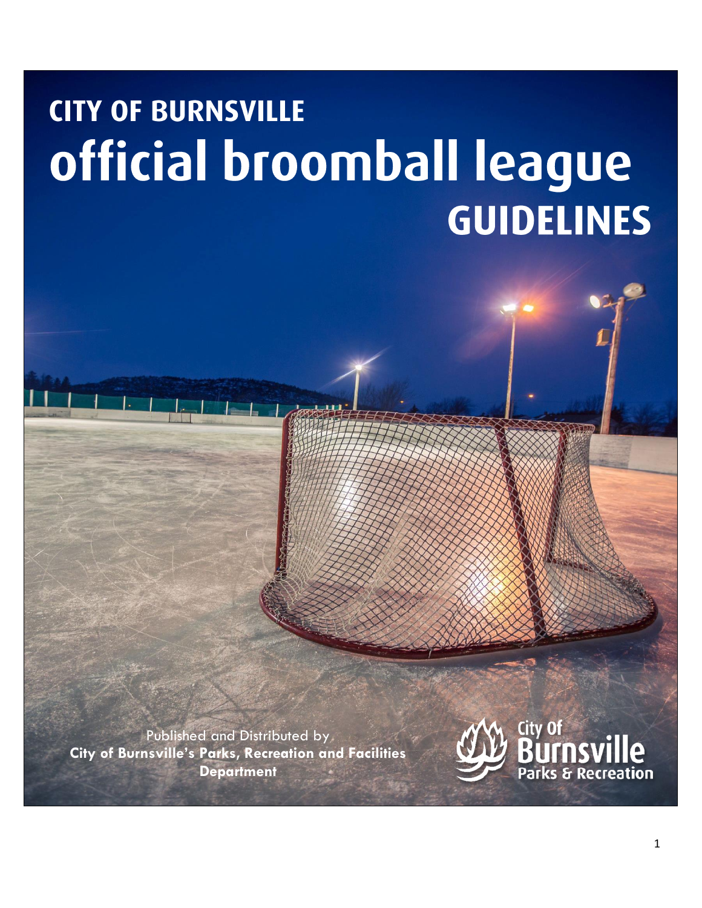# CITY OF BURNSVILLE
# official broomball league
# GUIDELINES

Published and Distributed by
**City of Burnsville's Parks, Recreation and Facilities Department**

City Of Burnsville Parks & Recreation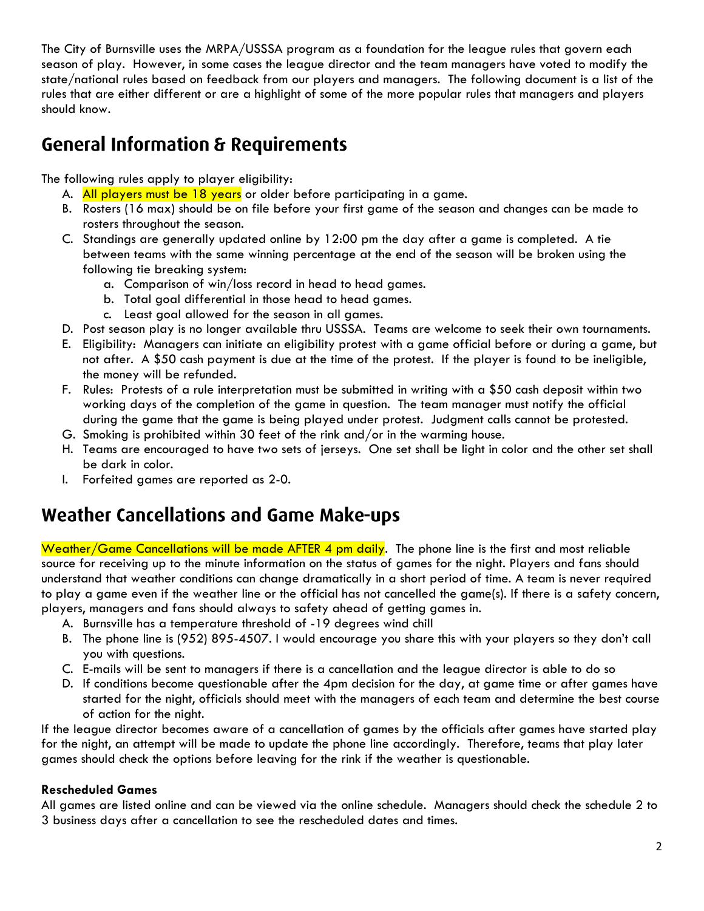The City of Burnsville uses the MRPA/USSSA program as a foundation for the league rules that govern each season of play. However, in some cases the league director and the team managers have voted to modify the state/national rules based on feedback from our players and managers. The following document is a list of the rules that are either different or are a highlight of some of the more popular rules that managers and players should know.

## General Information & Requirements

The following rules apply to player eligibility:

A. All players must be 18 years or older before participating in a game.
B. Rosters (16 max) should be on file before your first game of the season and changes can be made to rosters throughout the season.
C. Standings are generally updated online by 12:00 pm the day after a game is completed. A tie between teams with the same winning percentage at the end of the season will be broken using the following tie breaking system:
   a. Comparison of win/loss record in head to head games.
   b. Total goal differential in those head to head games.
   c. Least goal allowed for the season in all games.
D. Post season play is no longer available thru USSSA. Teams are welcome to seek their own tournaments.
E. Eligibility: Managers can initiate an eligibility protest with a game official before or during a game, but not after. A $50 cash payment is due at the time of the protest. If the player is found to be ineligible, the money will be refunded.
F. Rules: Protests of a rule interpretation must be submitted in writing with a $50 cash deposit within two working days of the completion of the game in question. The team manager must notify the official during the game that the game is being played under protest. Judgment calls cannot be protested.
G. Smoking is prohibited within 30 feet of the rink and/or in the warming house.
H. Teams are encouraged to have two sets of jerseys. One set shall be light in color and the other set shall be dark in color.
I. Forfeited games are reported as 2-0.

## Weather Cancellations and Game Make-ups

Weather/Game Cancellations will be made AFTER 4 pm daily. The phone line is the first and most reliable source for receiving up to the minute information on the status of games for the night. Players and fans should understand that weather conditions can change dramatically in a short period of time. A team is never required to play a game even if the weather line or the official has not cancelled the game(s). If there is a safety concern, players, managers and fans should always to safety ahead of getting games in.

A. Burnsville has a temperature threshold of -19 degrees wind chill
B. The phone line is (952) 895-4507. I would encourage you share this with your players so they don't call you with questions.
C. E-mails will be sent to managers if there is a cancellation and the league director is able to do so
D. If conditions become questionable after the 4pm decision for the day, at game time or after games have started for the night, officials should meet with the managers of each team and determine the best course of action for the night.

If the league director becomes aware of a cancellation of games by the officials after games have started play for the night, an attempt will be made to update the phone line accordingly. Therefore, teams that play later games should check the options before leaving for the rink if the weather is questionable.

**Rescheduled Games**

All games are listed online and can be viewed via the online schedule. Managers should check the schedule 2 to 3 business days after a cancellation to see the rescheduled dates and times.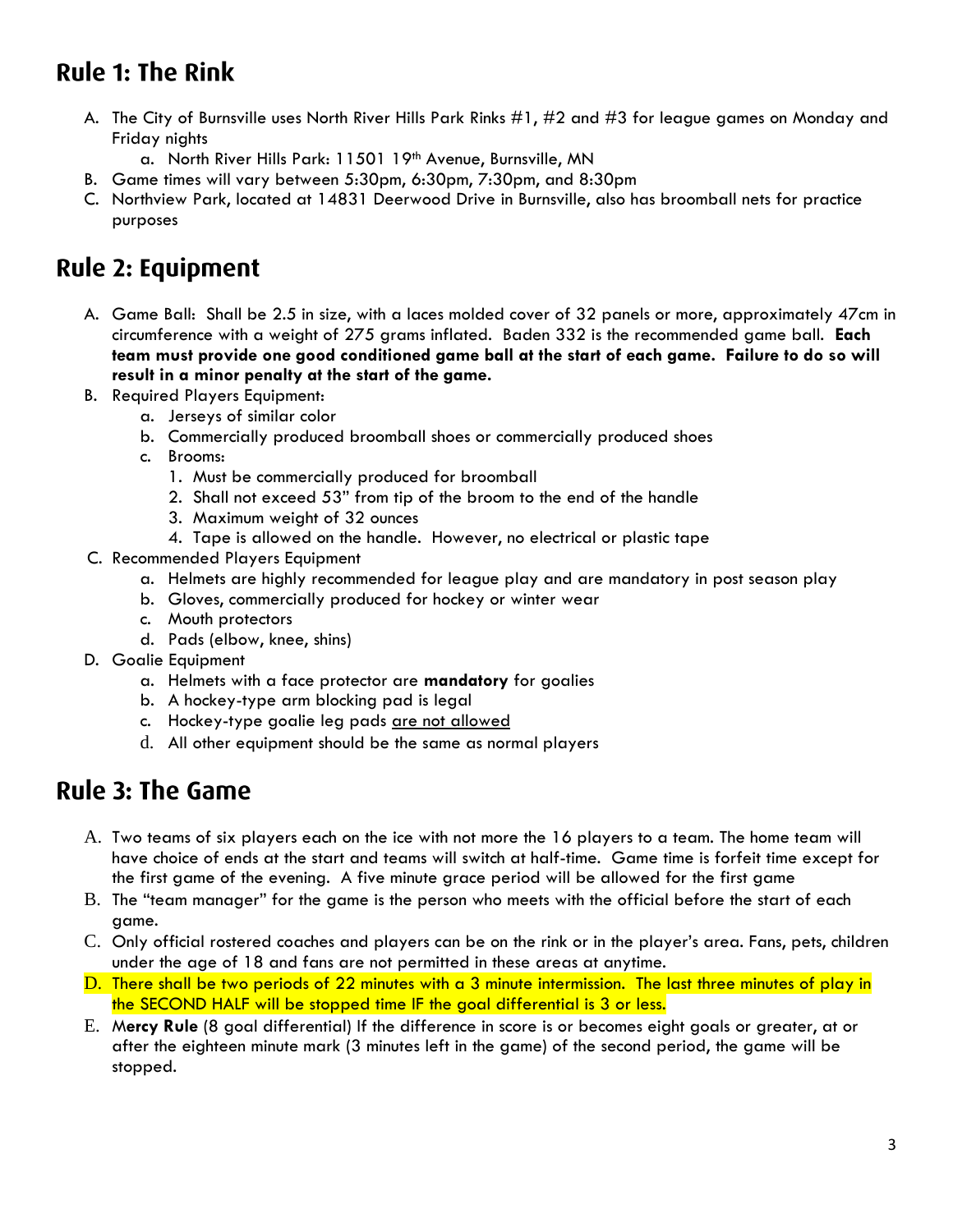## Rule 1: The Rink

A. The City of Burnsville uses North River Hills Park Rinks #1, #2 and #3 for league games on Monday and Friday nights
   a. North River Hills Park: 11501 19th Avenue, Burnsville, MN
B. Game times will vary between 5:30pm, 6:30pm, 7:30pm, and 8:30pm
C. Northview Park, located at 14831 Deerwood Drive in Burnsville, also has broomball nets for practice purposes

## Rule 2: Equipment

A. Game Ball: Shall be 2.5 in size, with a laces molded cover of 32 panels or more, approximately 47cm in circumference with a weight of 275 grams inflated. Baden 332 is the recommended game ball. **Each team must provide one good conditioned game ball at the start of each game. Failure to do so will result in a minor penalty at the start of the game.**
B. Required Players Equipment:
   a. Jerseys of similar color
   b. Commercially produced broomball shoes or commercially produced shoes
   c. Brooms:
      1. Must be commercially produced for broomball
      2. Shall not exceed 53" from tip of the broom to the end of the handle
      3. Maximum weight of 32 ounces
      4. Tape is allowed on the handle. However, no electrical or plastic tape
C. Recommended Players Equipment
   a. Helmets are highly recommended for league play and are mandatory in post season play
   b. Gloves, commercially produced for hockey or winter wear
   c. Mouth protectors
   d. Pads (elbow, knee, shins)
D. Goalie Equipment
   a. Helmets with a face protector are **mandatory** for goalies
   b. A hockey-type arm blocking pad is legal
   c. Hockey-type goalie leg pads are not allowed
   d. All other equipment should be the same as normal players

## Rule 3: The Game

A. Two teams of six players each on the ice with not more the 16 players to a team. The home team will have choice of ends at the start and teams will switch at half-time. Game time is forfeit time except for the first game of the evening. A five minute grace period will be allowed for the first game
B. The "team manager" for the game is the person who meets with the official before the start of each game.
C. Only official rostered coaches and players can be on the rink or in the player's area. Fans, pets, children under the age of 18 and fans are not permitted in these areas at anytime.
D. There shall be two periods of 22 minutes with a 3 minute intermission. The last three minutes of play in the SECOND HALF will be stopped time IF the goal differential is 3 or less.
E. M**ercy Rule** (8 goal differential) If the difference in score is or becomes eight goals or greater, at or after the eighteen minute mark (3 minutes left in the game) of the second period, the game will be stopped.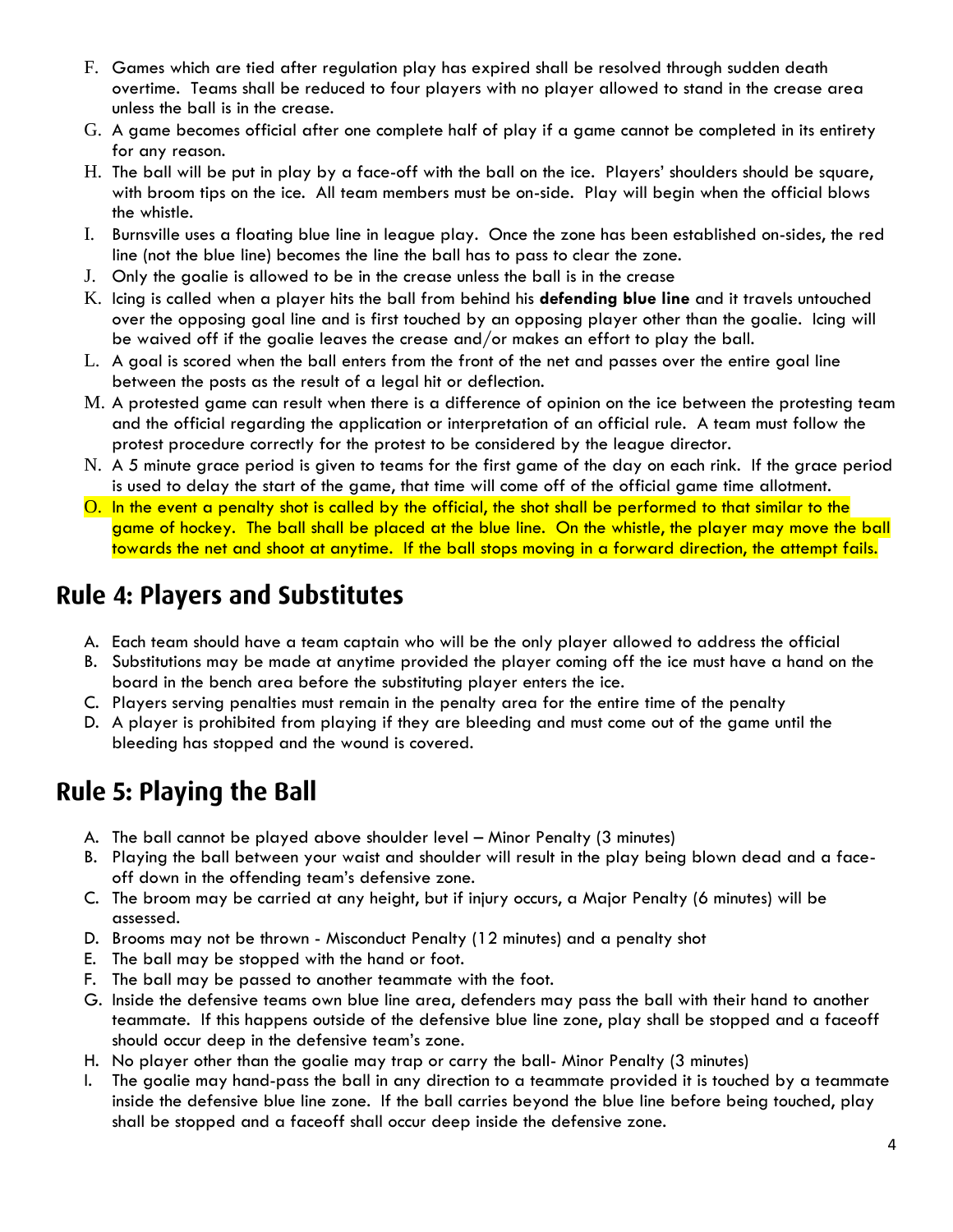F. Games which are tied after regulation play has expired shall be resolved through sudden death overtime. Teams shall be reduced to four players with no player allowed to stand in the crease area unless the ball is in the crease.

G. A game becomes official after one complete half of play if a game cannot be completed in its entirety for any reason.

H. The ball will be put in play by a face-off with the ball on the ice. Players' shoulders should be square, with broom tips on the ice. All team members must be on-side. Play will begin when the official blows the whistle.

I. Burnsville uses a floating blue line in league play. Once the zone has been established on-sides, the red line (not the blue line) becomes the line the ball has to pass to clear the zone.

J. Only the goalie is allowed to be in the crease unless the ball is in the crease

K. Icing is called when a player hits the ball from behind his **defending blue line** and it travels untouched over the opposing goal line and is first touched by an opposing player other than the goalie. Icing will be waived off if the goalie leaves the crease and/or makes an effort to play the ball.

L. A goal is scored when the ball enters from the front of the net and passes over the entire goal line between the posts as the result of a legal hit or deflection.

M. A protested game can result when there is a difference of opinion on the ice between the protesting team and the official regarding the application or interpretation of an official rule. A team must follow the protest procedure correctly for the protest to be considered by the league director.

N. A 5 minute grace period is given to teams for the first game of the day on each rink. If the grace period is used to delay the start of the game, that time will come off of the official game time allotment.

O. In the event a penalty shot is called by the official, the shot shall be performed to that similar to the game of hockey. The ball shall be placed at the blue line. On the whistle, the player may move the ball towards the net and shoot at anytime. If the ball stops moving in a forward direction, the attempt fails.

## Rule 4: Players and Substitutes

A. Each team should have a team captain who will be the only player allowed to address the official

B. Substitutions may be made at anytime provided the player coming off the ice must have a hand on the board in the bench area before the substituting player enters the ice.

C. Players serving penalties must remain in the penalty area for the entire time of the penalty

D. A player is prohibited from playing if they are bleeding and must come out of the game until the bleeding has stopped and the wound is covered.

## Rule 5: Playing the Ball

A. The ball cannot be played above shoulder level – Minor Penalty (3 minutes)

B. Playing the ball between your waist and shoulder will result in the play being blown dead and a face-off down in the offending team's defensive zone.

C. The broom may be carried at any height, but if injury occurs, a Major Penalty (6 minutes) will be assessed.

D. Brooms may not be thrown - Misconduct Penalty (12 minutes) and a penalty shot

E. The ball may be stopped with the hand or foot.

F. The ball may be passed to another teammate with the foot.

G. Inside the defensive teams own blue line area, defenders may pass the ball with their hand to another teammate. If this happens outside of the defensive blue line zone, play shall be stopped and a faceoff should occur deep in the defensive team's zone.

H. No player other than the goalie may trap or carry the ball- Minor Penalty (3 minutes)

I. The goalie may hand-pass the ball in any direction to a teammate provided it is touched by a teammate inside the defensive blue line zone. If the ball carries beyond the blue line before being touched, play shall be stopped and a faceoff shall occur deep inside the defensive zone.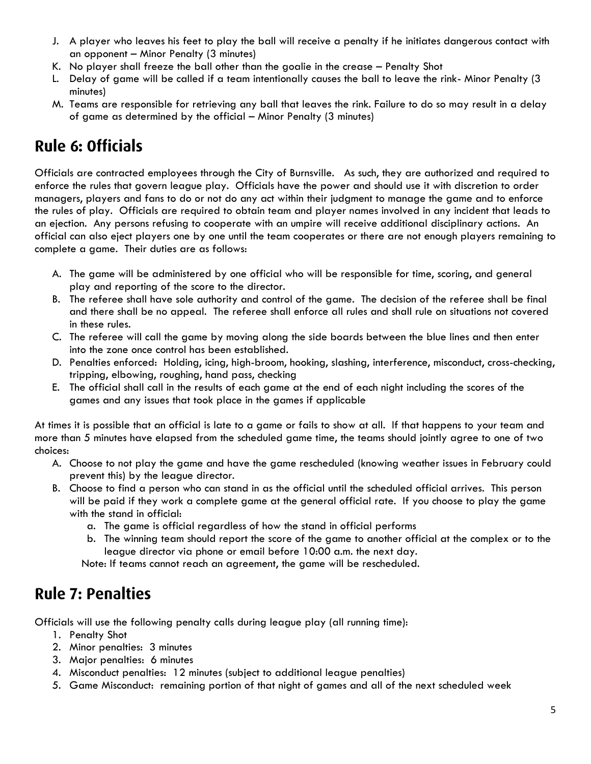J. A player who leaves his feet to play the ball will receive a penalty if he initiates dangerous contact with an opponent – Minor Penalty (3 minutes)
K. No player shall freeze the ball other than the goalie in the crease – Penalty Shot
L. Delay of game will be called if a team intentionally causes the ball to leave the rink- Minor Penalty (3 minutes)
M. Teams are responsible for retrieving any ball that leaves the rink. Failure to do so may result in a delay of game as determined by the official – Minor Penalty (3 minutes)

## Rule 6: Officials

Officials are contracted employees through the City of Burnsville. As such, they are authorized and required to enforce the rules that govern league play. Officials have the power and should use it with discretion to order managers, players and fans to do or not do any act within their judgment to manage the game and to enforce the rules of play. Officials are required to obtain team and player names involved in any incident that leads to an ejection. Any persons refusing to cooperate with an umpire will receive additional disciplinary actions. An official can also eject players one by one until the team cooperates or there are not enough players remaining to complete a game. Their duties are as follows:

A. The game will be administered by one official who will be responsible for time, scoring, and general play and reporting of the score to the director.
B. The referee shall have sole authority and control of the game. The decision of the referee shall be final and there shall be no appeal. The referee shall enforce all rules and shall rule on situations not covered in these rules.
C. The referee will call the game by moving along the side boards between the blue lines and then enter into the zone once control has been established.
D. Penalties enforced: Holding, icing, high-broom, hooking, slashing, interference, misconduct, cross-checking, tripping, elbowing, roughing, hand pass, checking
E. The official shall call in the results of each game at the end of each night including the scores of the games and any issues that took place in the games if applicable

At times it is possible that an official is late to a game or fails to show at all. If that happens to your team and more than 5 minutes have elapsed from the scheduled game time, the teams should jointly agree to one of two choices:

A. Choose to not play the game and have the game rescheduled (knowing weather issues in February could prevent this) by the league director.
B. Choose to find a person who can stand in as the official until the scheduled official arrives. This person will be paid if they work a complete game at the general official rate. If you choose to play the game with the stand in official:
    a. The game is official regardless of how the stand in official performs
    b. The winning team should report the score of the game to another official at the complex or to the league director via phone or email before 10:00 a.m. the next day.

Note: If teams cannot reach an agreement, the game will be rescheduled.

## Rule 7: Penalties

Officials will use the following penalty calls during league play (all running time):

1. Penalty Shot
2. Minor penalties: 3 minutes
3. Major penalties: 6 minutes
4. Misconduct penalties: 12 minutes (subject to additional league penalties)
5. Game Misconduct: remaining portion of that night of games and all of the next scheduled week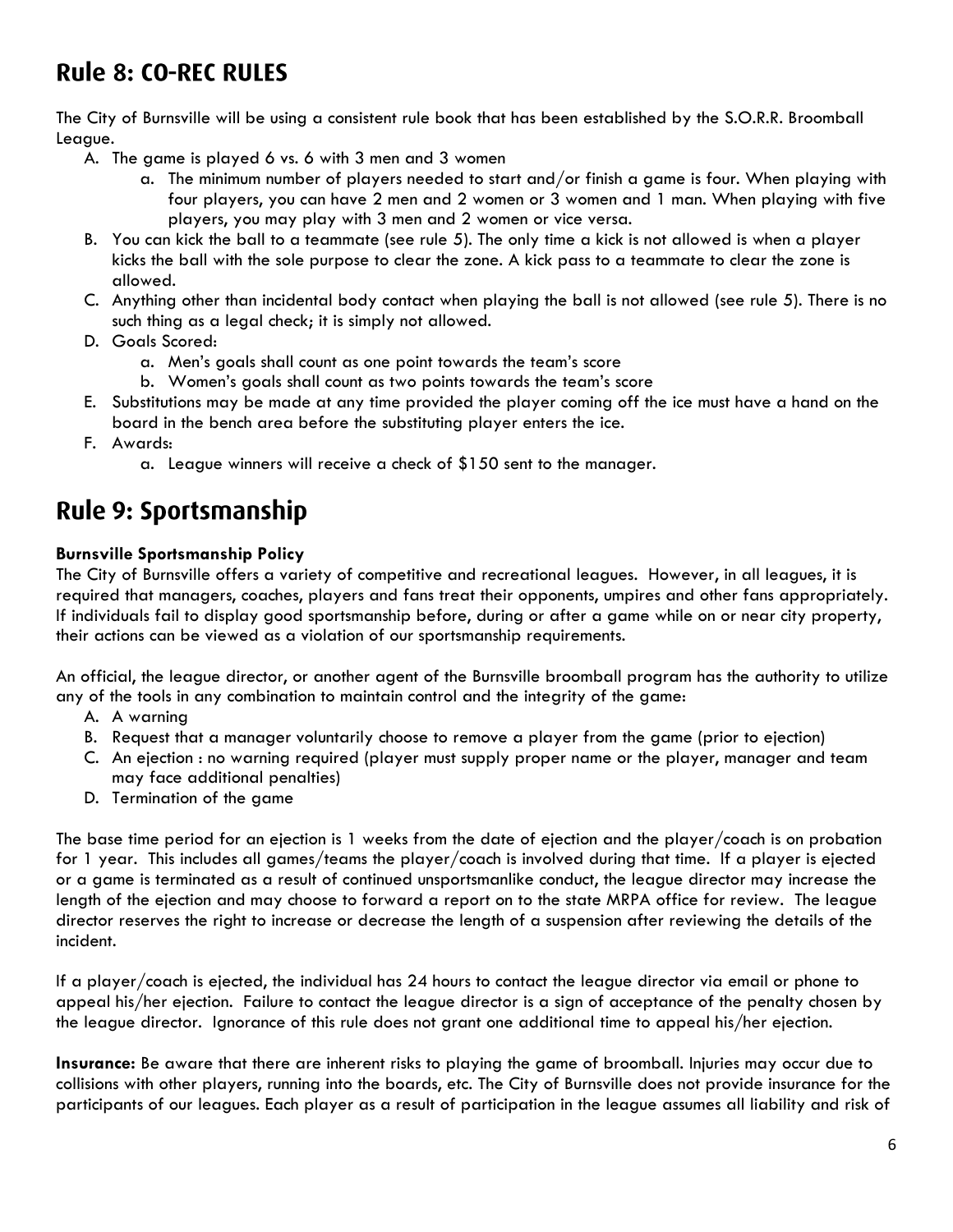## Rule 8: CO-REC RULES

The City of Burnsville will be using a consistent rule book that has been established by the S.O.R.R. Broomball League.

A. The game is played 6 vs. 6 with 3 men and 3 women
   a. The minimum number of players needed to start and/or finish a game is four. When playing with four players, you can have 2 men and 2 women or 3 women and 1 man. When playing with five players, you may play with 3 men and 2 women or vice versa.
B. You can kick the ball to a teammate (see rule 5). The only time a kick is not allowed is when a player kicks the ball with the sole purpose to clear the zone. A kick pass to a teammate to clear the zone is allowed.
C. Anything other than incidental body contact when playing the ball is not allowed (see rule 5). There is no such thing as a legal check; it is simply not allowed.
D. Goals Scored:
   a. Men's goals shall count as one point towards the team's score
   b. Women's goals shall count as two points towards the team's score
E. Substitutions may be made at any time provided the player coming off the ice must have a hand on the board in the bench area before the substituting player enters the ice.
F. Awards:
   a. League winners will receive a check of $150 sent to the manager.

## Rule 9: Sportsmanship

**Burnsville Sportsmanship Policy**

The City of Burnsville offers a variety of competitive and recreational leagues. However, in all leagues, it is required that managers, coaches, players and fans treat their opponents, umpires and other fans appropriately. If individuals fail to display good sportsmanship before, during or after a game while on or near city property, their actions can be viewed as a violation of our sportsmanship requirements.

An official, the league director, or another agent of the Burnsville broomball program has the authority to utilize any of the tools in any combination to maintain control and the integrity of the game:

A. A warning
B. Request that a manager voluntarily choose to remove a player from the game (prior to ejection)
C. An ejection : no warning required (player must supply proper name or the player, manager and team may face additional penalties)
D. Termination of the game

The base time period for an ejection is 1 weeks from the date of ejection and the player/coach is on probation for 1 year. This includes all games/teams the player/coach is involved during that time. If a player is ejected or a game is terminated as a result of continued unsportsmanlike conduct, the league director may increase the length of the ejection and may choose to forward a report on to the state MRPA office for review. The league director reserves the right to increase or decrease the length of a suspension after reviewing the details of the incident.

If a player/coach is ejected, the individual has 24 hours to contact the league director via email or phone to appeal his/her ejection. Failure to contact the league director is a sign of acceptance of the penalty chosen by the league director. Ignorance of this rule does not grant one additional time to appeal his/her ejection.

**Insurance:** Be aware that there are inherent risks to playing the game of broomball. Injuries may occur due to collisions with other players, running into the boards, etc. The City of Burnsville does not provide insurance for the participants of our leagues. Each player as a result of participation in the league assumes all liability and risk of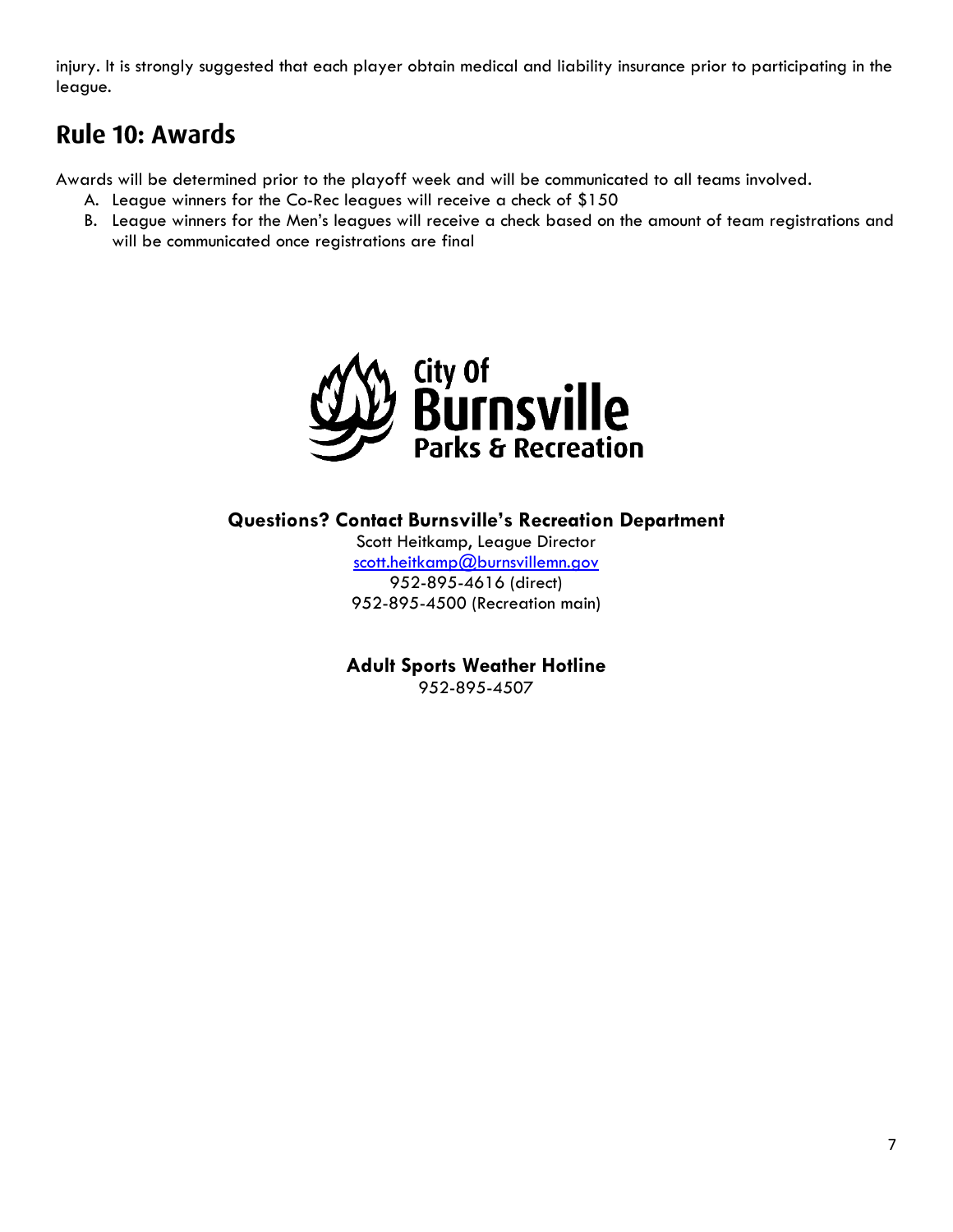injury. It is strongly suggested that each player obtain medical and liability insurance prior to participating in the league.

## Rule 10: Awards

Awards will be determined prior to the playoff week and will be communicated to all teams involved.

A. League winners for the Co-Rec leagues will receive a check of $150
B. League winners for the Men's leagues will receive a check based on the amount of team registrations and will be communicated once registrations are final

City Of Burnsville Parks & Recreation

**Questions? Contact Burnsville's Recreation Department**

Scott Heitkamp, League Director
scott.heitkamp@burnsvillemn.gov
952-895-4616 (direct)
952-895-4500 (Recreation main)

**Adult Sports Weather Hotline**

952-895-4507